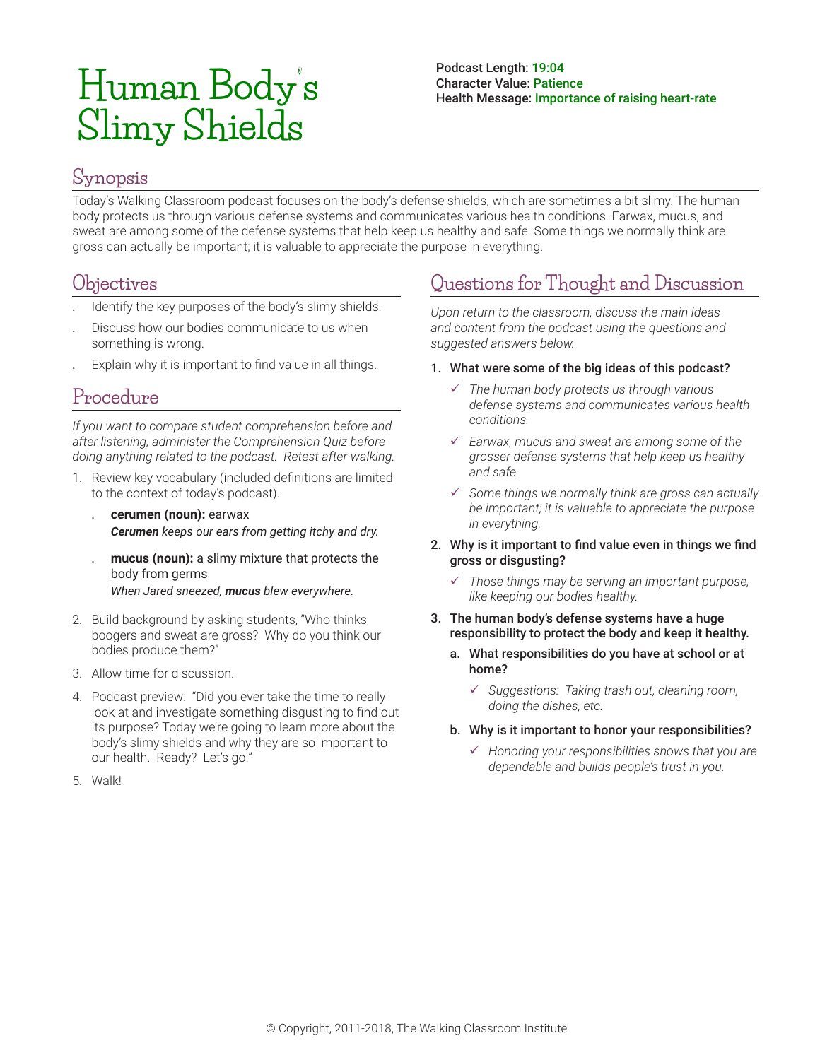# Human Body's Slimy Shields

**Podcast Length:** 19:04
**Character Value:** Patience
**Health Message:** Importance of raising heart-rate

## Synopsis

Today's Walking Classroom podcast focuses on the body's defense shields, which are sometimes a bit slimy. The human body protects us through various defense systems and communicates various health conditions. Earwax, mucus, and sweat are among some of the defense systems that help keep us healthy and safe. Some things we normally think are gross can actually be important; it is valuable to appreciate the purpose in everything.

## Objectives

- Identify the key purposes of the body's slimy shields.
- Discuss how our bodies communicate to us when something is wrong.
- Explain why it is important to find value in all things.

## Procedure

*If you want to compare student comprehension before and after listening, administer the Comprehension Quiz before doing anything related to the podcast. Retest after walking.*

1. Review key vocabulary (included definitions are limited to the context of today's podcast).
   - **cerumen (noun):** earwax
     ***Cerumen** keeps our ears from getting itchy and dry.*
   - **mucus (noun):** a slimy mixture that protects the body from germs
     *When Jared sneezed, **mucus** blew everywhere.*
2. Build background by asking students, "Who thinks boogers and sweat are gross? Why do you think our bodies produce them?"
3. Allow time for discussion.
4. Podcast preview: "Did you ever take the time to really look at and investigate something disgusting to find out its purpose? Today we're going to learn more about the body's slimy shields and why they are so important to our health. Ready? Let's go!"
5. Walk!

## Questions for Thought and Discussion

*Upon return to the classroom, discuss the main ideas and content from the podcast using the questions and suggested answers below.*

1. **What were some of the big ideas of this podcast?**
   - ✓ *The human body protects us through various defense systems and communicates various health conditions.*
   - ✓ *Earwax, mucus and sweat are among some of the grosser defense systems that help keep us healthy and safe.*
   - ✓ *Some things we normally think are gross can actually be important; it is valuable to appreciate the purpose in everything.*
2. **Why is it important to find value even in things we find gross or disgusting?**
   - ✓ *Those things may be serving an important purpose, like keeping our bodies healthy.*
3. **The human body's defense systems have a huge responsibility to protect the body and keep it healthy.**
   - a. **What responsibilities do you have at school or at home?**
     - ✓ *Suggestions: Taking trash out, cleaning room, doing the dishes, etc.*
   - b. **Why is it important to honor your responsibilities?**
     - ✓ *Honoring your responsibilities shows that you are dependable and builds people's trust in you.*

© Copyright, 2011-2018, The Walking Classroom Institute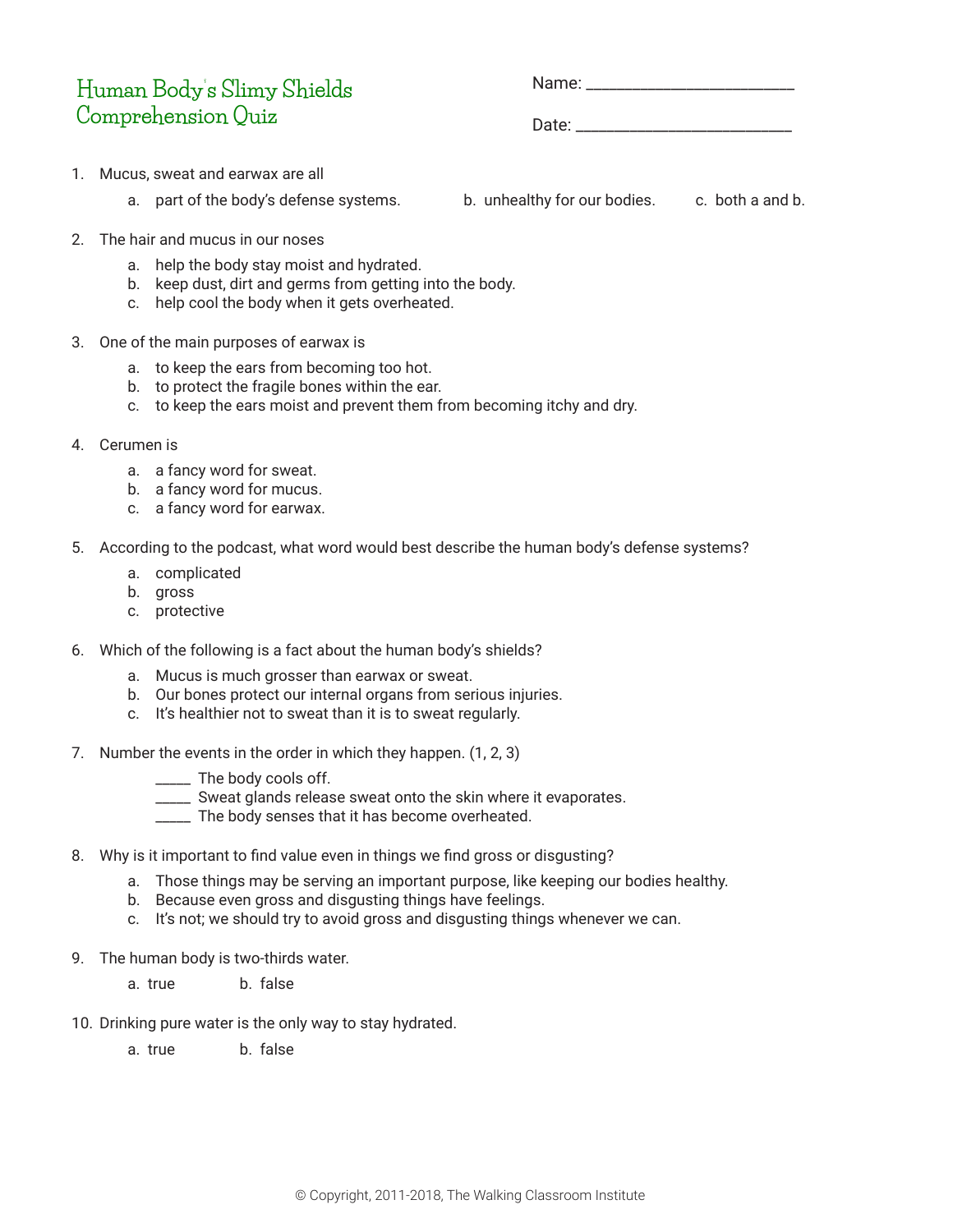# Human Body's Slimy Shields Comprehension Quiz

Name: ___________________________

Date: ___________________________

1. Mucus, sweat and earwax are all
   a. part of the body's defense systems.
   b. unhealthy for our bodies.
   c. both a and b.

2. The hair and mucus in our noses
   a. help the body stay moist and hydrated.
   b. keep dust, dirt and germs from getting into the body.
   c. help cool the body when it gets overheated.

3. One of the main purposes of earwax is
   a. to keep the ears from becoming too hot.
   b. to protect the fragile bones within the ear.
   c. to keep the ears moist and prevent them from becoming itchy and dry.

4. Cerumen is
   a. a fancy word for sweat.
   b. a fancy word for mucus.
   c. a fancy word for earwax.

5. According to the podcast, what word would best describe the human body's defense systems?
   a. complicated
   b. gross
   c. protective

6. Which of the following is a fact about the human body's shields?
   a. Mucus is much grosser than earwax or sweat.
   b. Our bones protect our internal organs from serious injuries.
   c. It's healthier not to sweat than it is to sweat regularly.

7. Number the events in the order in which they happen. (1, 2, 3)

   _____ The body cools off.

   _____ Sweat glands release sweat onto the skin where it evaporates.

   _____ The body senses that it has become overheated.

8. Why is it important to find value even in things we find gross or disgusting?
   a. Those things may be serving an important purpose, like keeping our bodies healthy.
   b. Because even gross and disgusting things have feelings.
   c. It's not; we should try to avoid gross and disgusting things whenever we can.

9. The human body is two-thirds water.
   a. true
   b. false

10. Drinking pure water is the only way to stay hydrated.
    a. true
    b. false

© Copyright, 2011-2018, The Walking Classroom Institute